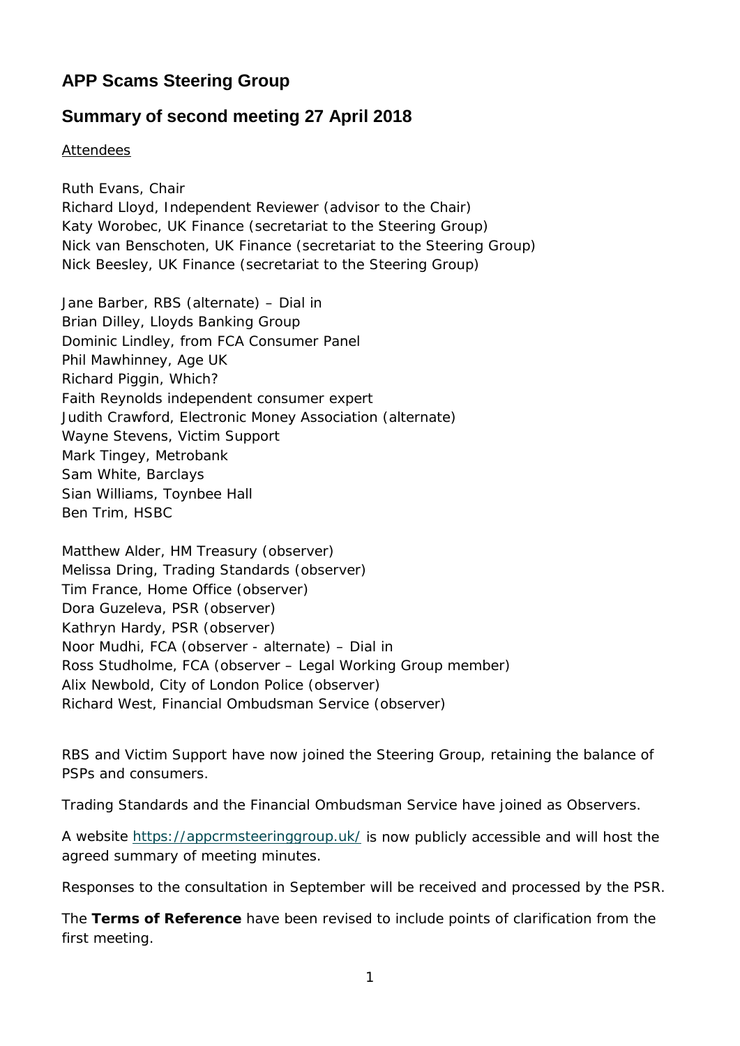# APP Scams Steering Group

## Summary of second meeting 27 April 2018

Attendees

Ruth Evans, Chair
Richard Lloyd, Independent Reviewer (advisor to the Chair)
Katy Worobec, UK Finance (secretariat to the Steering Group)
Nick van Benschoten, UK Finance (secretariat to the Steering Group)
Nick Beesley, UK Finance (secretariat to the Steering Group)

Jane Barber, RBS (alternate) – Dial in
Brian Dilley, Lloyds Banking Group
Dominic Lindley, from FCA Consumer Panel
Phil Mawhinney, Age UK
Richard Piggin, Which?
Faith Reynolds independent consumer expert
Judith Crawford, Electronic Money Association (alternate)
Wayne Stevens, Victim Support
Mark Tingey, Metrobank
Sam White, Barclays
Sian Williams, Toynbee Hall
Ben Trim, HSBC

Matthew Alder, HM Treasury (observer)
Melissa Dring, Trading Standards (observer)
Tim France, Home Office (observer)
Dora Guzeleva, PSR (observer)
Kathryn Hardy, PSR (observer)
Noor Mudhi, FCA (observer - alternate) – Dial in
Ross Studholme, FCA (observer – Legal Working Group member)
Alix Newbold, City of London Police (observer)
Richard West, Financial Ombudsman Service (observer)

RBS and Victim Support have now joined the Steering Group, retaining the balance of PSPs and consumers.

Trading Standards and the Financial Ombudsman Service have joined as Observers.

A website https://appcrmsteeringgroup.uk/ is now publicly accessible and will host the agreed summary of meeting minutes.

Responses to the consultation in September will be received and processed by the PSR.

The **Terms of Reference** have been revised to include points of clarification from the first meeting.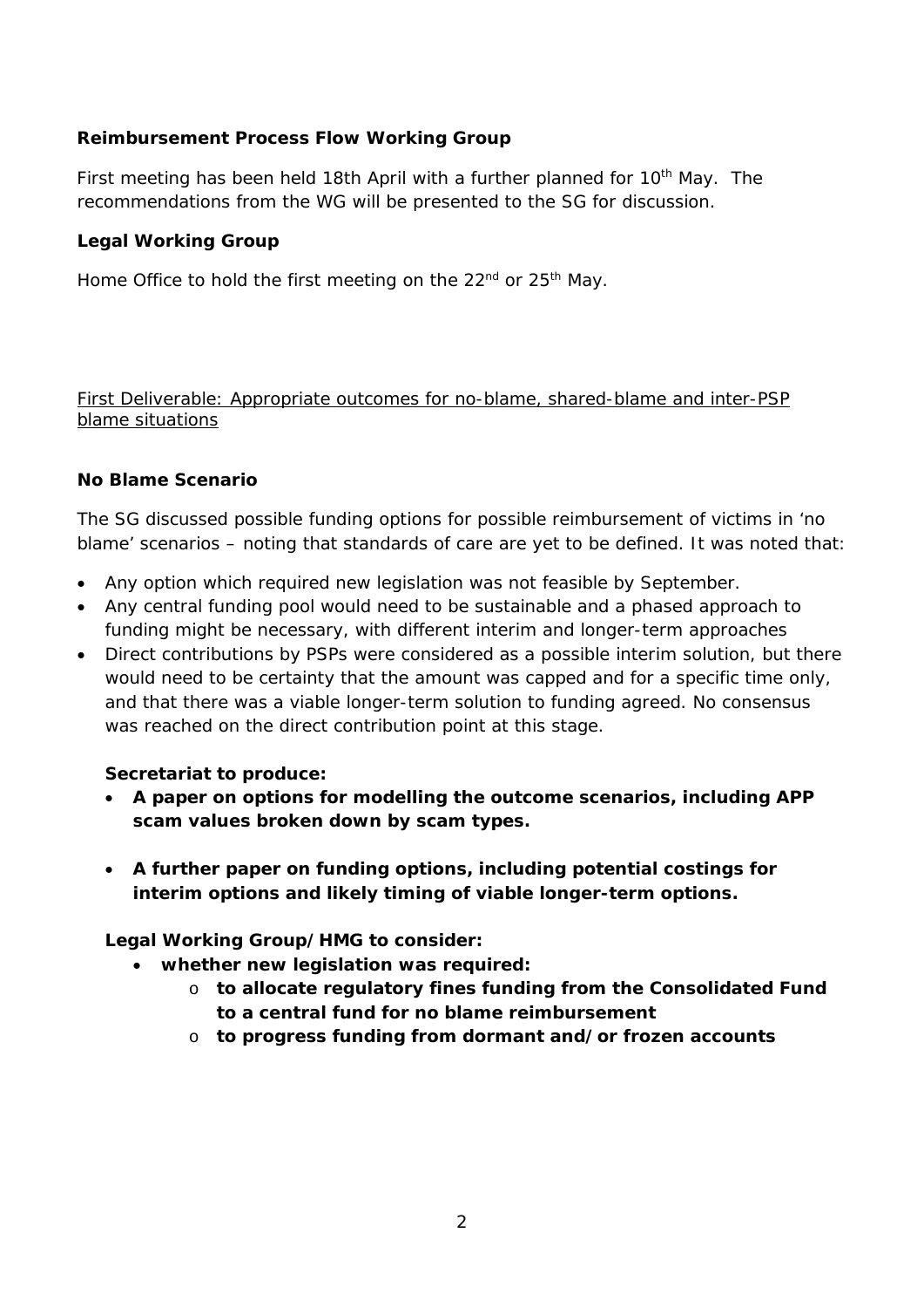**Reimbursement Process Flow Working Group**

First meeting has been held 18th April with a further planned for 10th May. The recommendations from the WG will be presented to the SG for discussion.

**Legal Working Group**

Home Office to hold the first meeting on the 22nd or 25th May.

<u>First Deliverable: Appropriate outcomes for no-blame, shared-blame and inter-PSP blame situations</u>

**No Blame Scenario**

The SG discussed possible funding options for possible reimbursement of victims in 'no blame' scenarios – noting that standards of care are yet to be defined. It was noted that:

- Any option which required new legislation was not feasible by September.
- Any central funding pool would need to be sustainable and a phased approach to funding might be necessary, with different interim and longer-term approaches
- Direct contributions by PSPs were considered as a possible interim solution, but there would need to be certainty that the amount was capped and for a specific time only, and that there was a viable longer-term solution to funding agreed. No consensus was reached on the direct contribution point at this stage.

**Secretariat to produce:**

- **A paper on options for modelling the outcome scenarios, including APP scam values broken down by scam types.**
- **A further paper on funding options, including potential costings for interim options and likely timing of viable longer-term options.**

**Legal Working Group/HMG to consider:**

- **whether new legislation was required:**
  - **to allocate regulatory fines funding from the Consolidated Fund to a central fund for no blame reimbursement**
  - **to progress funding from dormant and/or frozen accounts**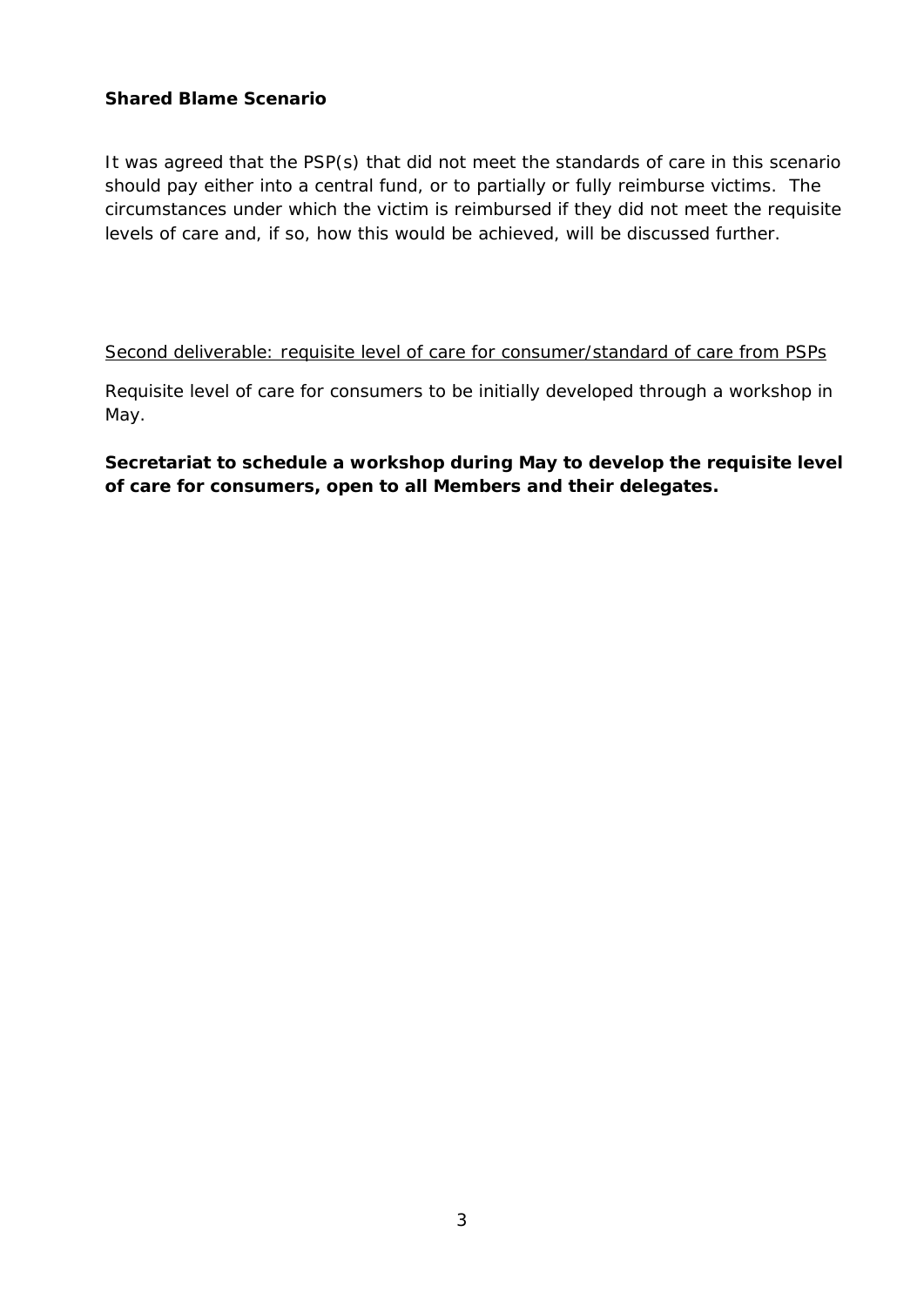**Shared Blame Scenario**

It was agreed that the PSP(s) that did not meet the standards of care in this scenario should pay either into a central fund, or to partially or fully reimburse victims. The circumstances under which the victim is reimbursed if they did not meet the requisite levels of care and, if so, how this would be achieved, will be discussed further.

<u>Second deliverable: requisite level of care for consumer/standard of care from PSPs</u>

Requisite level of care for consumers to be initially developed through a workshop in May.

**Secretariat to schedule a workshop during May to develop the requisite level of care for consumers, open to all Members and their delegates.**